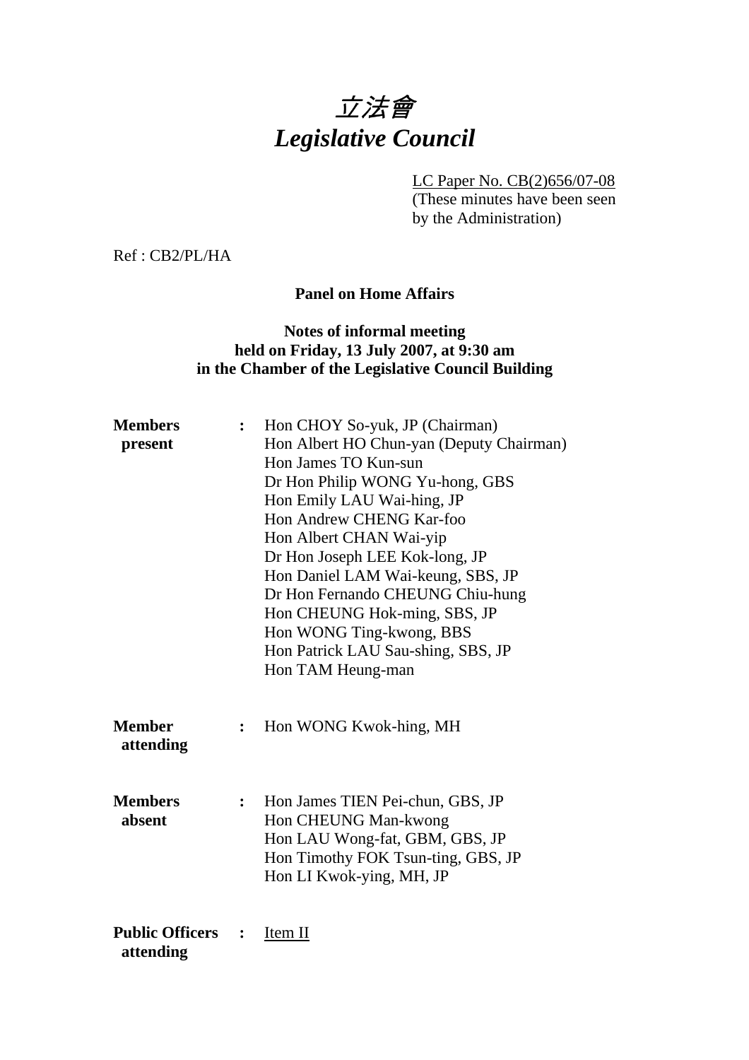# 立法會
# *Legislative Council*

LC Paper No. CB(2)656/07-08
(These minutes have been seen by the Administration)

Ref : CB2/PL/HA

**Panel on Home Affairs**

**Notes of informal meeting held on Friday, 13 July 2007, at 9:30 am in the Chamber of the Legislative Council Building**

**Members present** : Hon CHOY So-yuk, JP (Chairman)
Hon Albert HO Chun-yan (Deputy Chairman)
Hon James TO Kun-sun
Dr Hon Philip WONG Yu-hong, GBS
Hon Emily LAU Wai-hing, JP
Hon Andrew CHENG Kar-foo
Hon Albert CHAN Wai-yip
Dr Hon Joseph LEE Kok-long, JP
Hon Daniel LAM Wai-keung, SBS, JP
Dr Hon Fernando CHEUNG Chiu-hung
Hon CHEUNG Hok-ming, SBS, JP
Hon WONG Ting-kwong, BBS
Hon Patrick LAU Sau-shing, SBS, JP
Hon TAM Heung-man

**Member attending** : Hon WONG Kwok-hing, MH

**Members absent** : Hon James TIEN Pei-chun, GBS, JP
Hon CHEUNG Man-kwong
Hon LAU Wong-fat, GBM, GBS, JP
Hon Timothy FOK Tsun-ting, GBS, JP
Hon LI Kwok-ying, MH, JP

**Public Officers attending** : Item II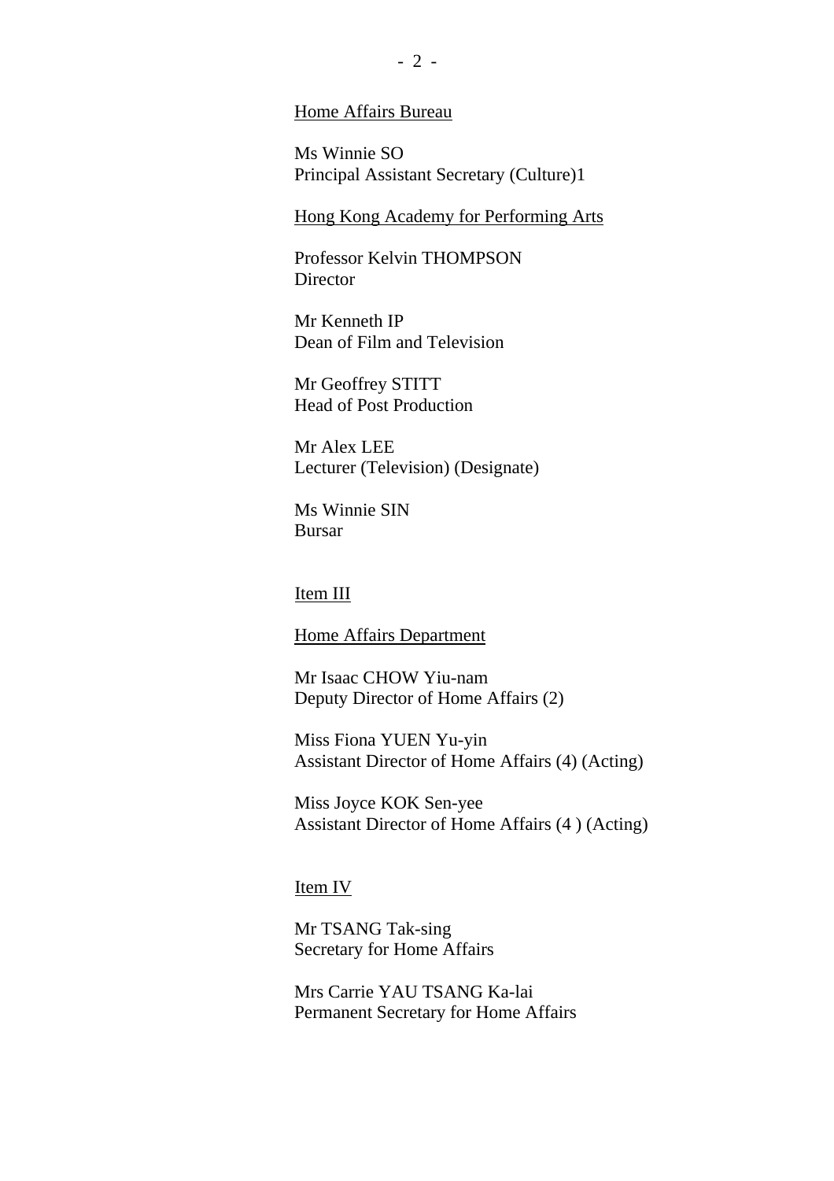Home Affairs Bureau

Ms Winnie SO
Principal Assistant Secretary (Culture)1

Hong Kong Academy for Performing Arts

Professor Kelvin THOMPSON
Director

Mr Kenneth IP
Dean of Film and Television

Mr Geoffrey STITT
Head of Post Production

Mr Alex LEE
Lecturer (Television) (Designate)

Ms Winnie SIN
Bursar

Item III

Home Affairs Department

Mr Isaac CHOW Yiu-nam
Deputy Director of Home Affairs (2)

Miss Fiona YUEN Yu-yin
Assistant Director of Home Affairs (4) (Acting)

Miss Joyce KOK Sen-yee
Assistant Director of Home Affairs (4 ) (Acting)

Item IV

Mr TSANG Tak-sing
Secretary for Home Affairs

Mrs Carrie YAU TSANG Ka-lai
Permanent Secretary for Home Affairs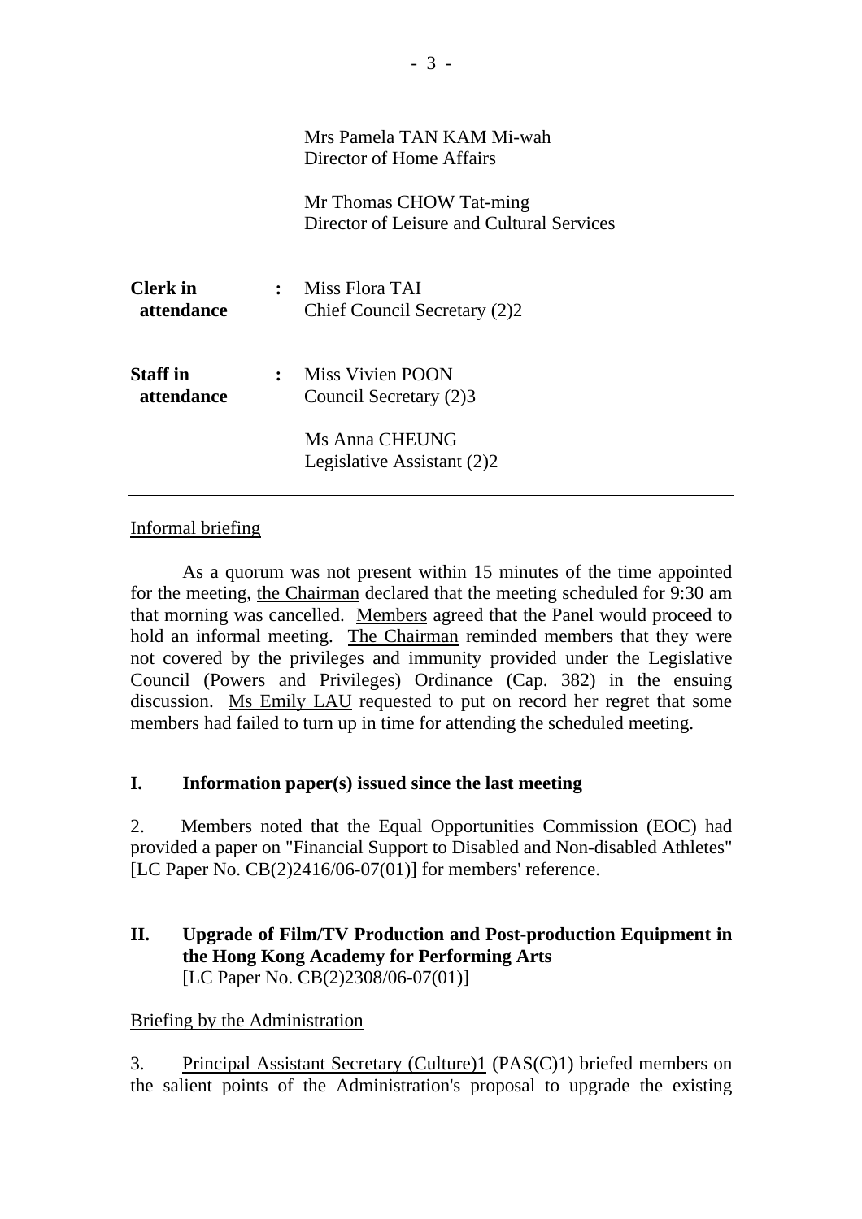Mrs Pamela TAN KAM Mi-wah
Director of Home Affairs

Mr Thomas CHOW Tat-ming
Director of Leisure and Cultural Services

| | | |
|---|---|---|
| **Clerk in attendance** | : | Miss Flora TAI<br>Chief Council Secretary (2)2 |
| **Staff in attendance** | : | Miss Vivien POON<br>Council Secretary (2)3<br><br>Ms Anna CHEUNG<br>Legislative Assistant (2)2 |

---

Informal briefing

As a quorum was not present within 15 minutes of the time appointed for the meeting, the Chairman declared that the meeting scheduled for 9:30 am that morning was cancelled. Members agreed that the Panel would proceed to hold an informal meeting. The Chairman reminded members that they were not covered by the privileges and immunity provided under the Legislative Council (Powers and Privileges) Ordinance (Cap. 382) in the ensuing discussion. Ms Emily LAU requested to put on record her regret that some members had failed to turn up in time for attending the scheduled meeting.

## I. Information paper(s) issued since the last meeting

2. Members noted that the Equal Opportunities Commission (EOC) had provided a paper on "Financial Support to Disabled and Non-disabled Athletes" [LC Paper No. CB(2)2416/06-07(01)] for members' reference.

## II. Upgrade of Film/TV Production and Post-production Equipment in the Hong Kong Academy for Performing Arts

[LC Paper No. CB(2)2308/06-07(01)]

Briefing by the Administration

3. Principal Assistant Secretary (Culture)1 (PAS(C)1) briefed members on the salient points of the Administration's proposal to upgrade the existing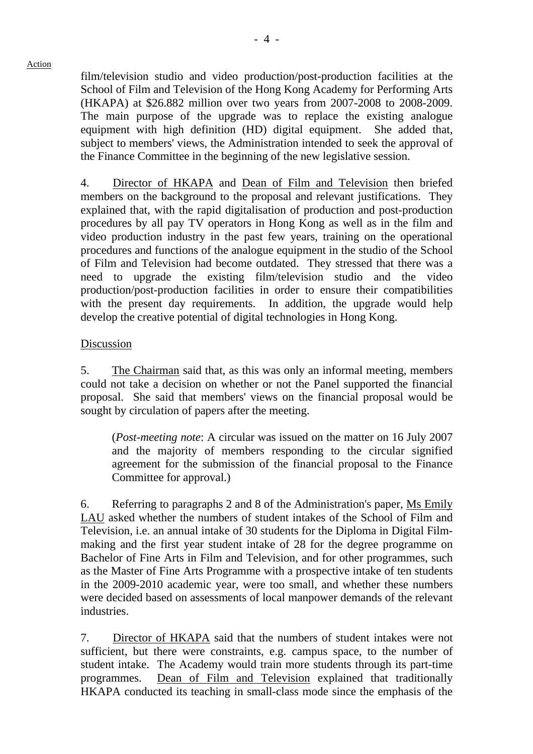Action

film/television studio and video production/post-production facilities at the School of Film and Television of the Hong Kong Academy for Performing Arts (HKAPA) at $26.882 million over two years from 2007-2008 to 2008-2009. The main purpose of the upgrade was to replace the existing analogue equipment with high definition (HD) digital equipment. She added that, subject to members' views, the Administration intended to seek the approval of the Finance Committee in the beginning of the new legislative session.

4. Director of HKAPA and Dean of Film and Television then briefed members on the background to the proposal and relevant justifications. They explained that, with the rapid digitalisation of production and post-production procedures by all pay TV operators in Hong Kong as well as in the film and video production industry in the past few years, training on the operational procedures and functions of the analogue equipment in the studio of the School of Film and Television had become outdated. They stressed that there was a need to upgrade the existing film/television studio and the video production/post-production facilities in order to ensure their compatibilities with the present day requirements. In addition, the upgrade would help develop the creative potential of digital technologies in Hong Kong.

Discussion

5. The Chairman said that, as this was only an informal meeting, members could not take a decision on whether or not the Panel supported the financial proposal. She said that members' views on the financial proposal would be sought by circulation of papers after the meeting.

(*Post-meeting note*: A circular was issued on the matter on 16 July 2007 and the majority of members responding to the circular signified agreement for the submission of the financial proposal to the Finance Committee for approval.)

6. Referring to paragraphs 2 and 8 of the Administration's paper, Ms Emily LAU asked whether the numbers of student intakes of the School of Film and Television, i.e. an annual intake of 30 students for the Diploma in Digital Film-making and the first year student intake of 28 for the degree programme on Bachelor of Fine Arts in Film and Television, and for other programmes, such as the Master of Fine Arts Programme with a prospective intake of ten students in the 2009-2010 academic year, were too small, and whether these numbers were decided based on assessments of local manpower demands of the relevant industries.

7. Director of HKAPA said that the numbers of student intakes were not sufficient, but there were constraints, e.g. campus space, to the number of student intake. The Academy would train more students through its part-time programmes. Dean of Film and Television explained that traditionally HKAPA conducted its teaching in small-class mode since the emphasis of the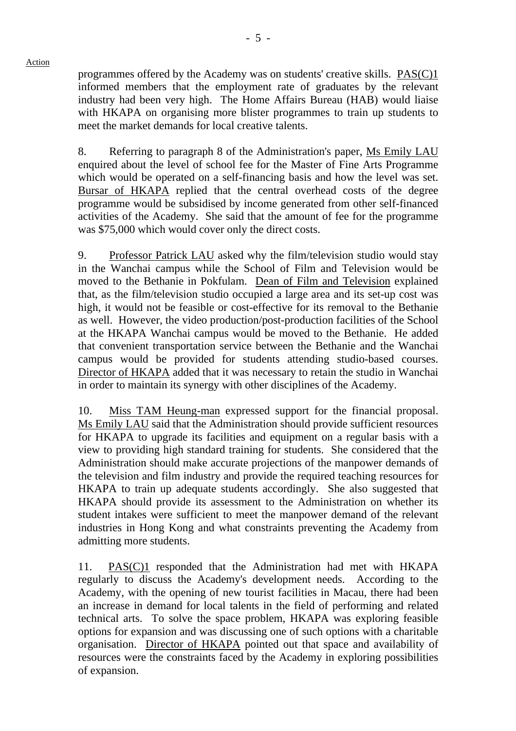programmes offered by the Academy was on students' creative skills. PAS(C)1 informed members that the employment rate of graduates by the relevant industry had been very high. The Home Affairs Bureau (HAB) would liaise with HKAPA on organising more blister programmes to train up students to meet the market demands for local creative talents.

8. Referring to paragraph 8 of the Administration's paper, Ms Emily LAU enquired about the level of school fee for the Master of Fine Arts Programme which would be operated on a self-financing basis and how the level was set. Bursar of HKAPA replied that the central overhead costs of the degree programme would be subsidised by income generated from other self-financed activities of the Academy. She said that the amount of fee for the programme was $75,000 which would cover only the direct costs.

9. Professor Patrick LAU asked why the film/television studio would stay in the Wanchai campus while the School of Film and Television would be moved to the Bethanie in Pokfulam. Dean of Film and Television explained that, as the film/television studio occupied a large area and its set-up cost was high, it would not be feasible or cost-effective for its removal to the Bethanie as well. However, the video production/post-production facilities of the School at the HKAPA Wanchai campus would be moved to the Bethanie. He added that convenient transportation service between the Bethanie and the Wanchai campus would be provided for students attending studio-based courses. Director of HKAPA added that it was necessary to retain the studio in Wanchai in order to maintain its synergy with other disciplines of the Academy.

10. Miss TAM Heung-man expressed support for the financial proposal. Ms Emily LAU said that the Administration should provide sufficient resources for HKAPA to upgrade its facilities and equipment on a regular basis with a view to providing high standard training for students. She considered that the Administration should make accurate projections of the manpower demands of the television and film industry and provide the required teaching resources for HKAPA to train up adequate students accordingly. She also suggested that HKAPA should provide its assessment to the Administration on whether its student intakes were sufficient to meet the manpower demand of the relevant industries in Hong Kong and what constraints preventing the Academy from admitting more students.

11. PAS(C)1 responded that the Administration had met with HKAPA regularly to discuss the Academy's development needs. According to the Academy, with the opening of new tourist facilities in Macau, there had been an increase in demand for local talents in the field of performing and related technical arts. To solve the space problem, HKAPA was exploring feasible options for expansion and was discussing one of such options with a charitable organisation. Director of HKAPA pointed out that space and availability of resources were the constraints faced by the Academy in exploring possibilities of expansion.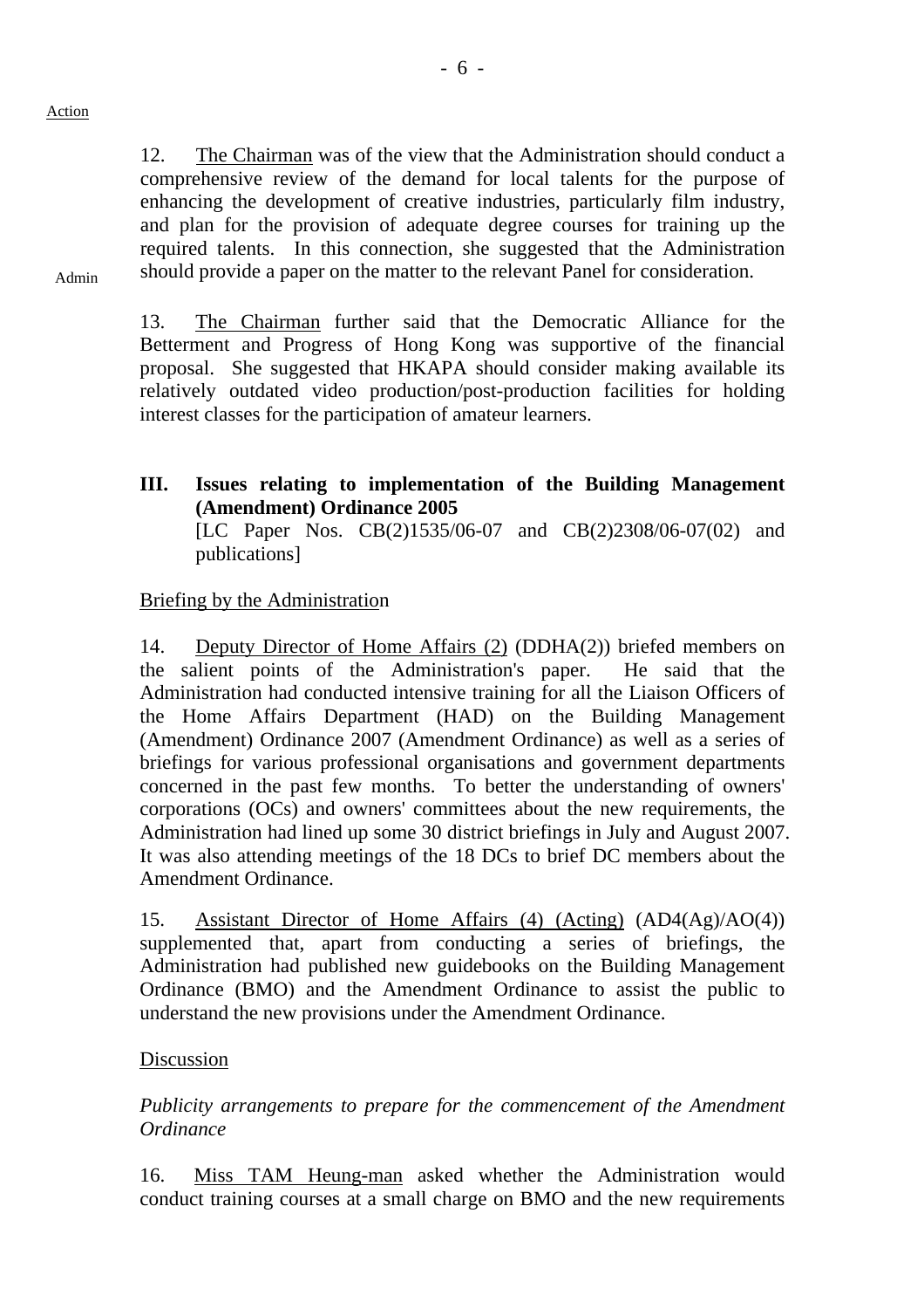Action

12. <u>The Chairman</u> was of the view that the Administration should conduct a comprehensive review of the demand for local talents for the purpose of enhancing the development of creative industries, particularly film industry, and plan for the provision of adequate degree courses for training up the required talents. In this connection, she suggested that the Administration should provide a paper on the matter to the relevant Panel for consideration.

Admin

13. <u>The Chairman</u> further said that the Democratic Alliance for the Betterment and Progress of Hong Kong was supportive of the financial proposal. She suggested that HKAPA should consider making available its relatively outdated video production/post-production facilities for holding interest classes for the participation of amateur learners.

## III. Issues relating to implementation of the Building Management (Amendment) Ordinance 2005

[LC Paper Nos. CB(2)1535/06-07 and CB(2)2308/06-07(02) and publications]

<u>Briefing by the Administration</u>

14. <u>Deputy Director of Home Affairs (2)</u> (DDHA(2)) briefed members on the salient points of the Administration's paper. He said that the Administration had conducted intensive training for all the Liaison Officers of the Home Affairs Department (HAD) on the Building Management (Amendment) Ordinance 2007 (Amendment Ordinance) as well as a series of briefings for various professional organisations and government departments concerned in the past few months. To better the understanding of owners' corporations (OCs) and owners' committees about the new requirements, the Administration had lined up some 30 district briefings in July and August 2007. It was also attending meetings of the 18 DCs to brief DC members about the Amendment Ordinance.

15. <u>Assistant Director of Home Affairs (4) (Acting)</u> (AD4(Ag)/AO(4)) supplemented that, apart from conducting a series of briefings, the Administration had published new guidebooks on the Building Management Ordinance (BMO) and the Amendment Ordinance to assist the public to understand the new provisions under the Amendment Ordinance.

<u>Discussion</u>

*Publicity arrangements to prepare for the commencement of the Amendment Ordinance*

16. <u>Miss TAM Heung-man</u> asked whether the Administration would conduct training courses at a small charge on BMO and the new requirements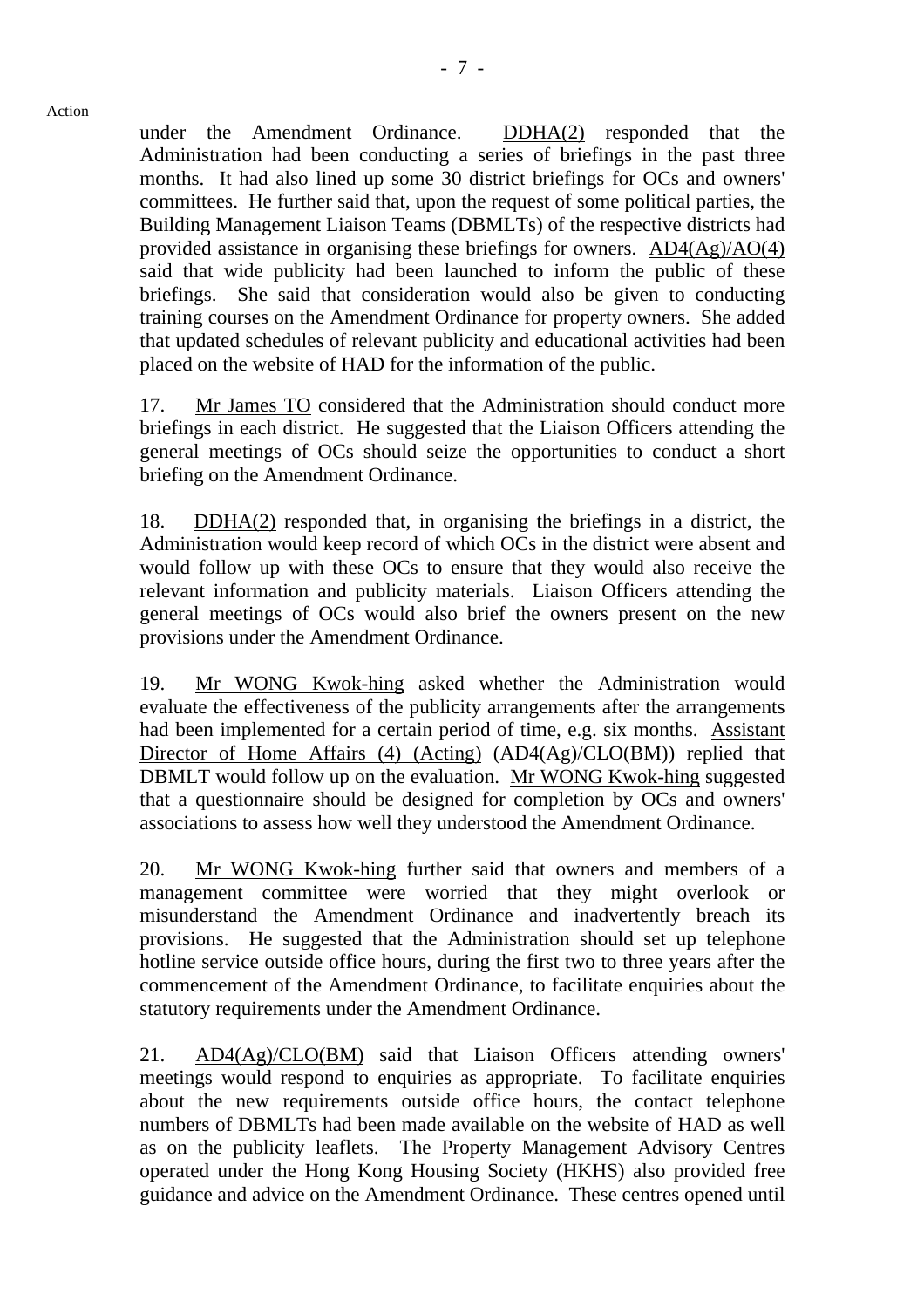Action

under the Amendment Ordinance. DDHA(2) responded that the Administration had been conducting a series of briefings in the past three months. It had also lined up some 30 district briefings for OCs and owners' committees. He further said that, upon the request of some political parties, the Building Management Liaison Teams (DBMLTs) of the respective districts had provided assistance in organising these briefings for owners. AD4(Ag)/AO(4) said that wide publicity had been launched to inform the public of these briefings. She said that consideration would also be given to conducting training courses on the Amendment Ordinance for property owners. She added that updated schedules of relevant publicity and educational activities had been placed on the website of HAD for the information of the public.

17. Mr James TO considered that the Administration should conduct more briefings in each district. He suggested that the Liaison Officers attending the general meetings of OCs should seize the opportunities to conduct a short briefing on the Amendment Ordinance.

18. DDHA(2) responded that, in organising the briefings in a district, the Administration would keep record of which OCs in the district were absent and would follow up with these OCs to ensure that they would also receive the relevant information and publicity materials. Liaison Officers attending the general meetings of OCs would also brief the owners present on the new provisions under the Amendment Ordinance.

19. Mr WONG Kwok-hing asked whether the Administration would evaluate the effectiveness of the publicity arrangements after the arrangements had been implemented for a certain period of time, e.g. six months. Assistant Director of Home Affairs (4) (Acting) (AD4(Ag)/CLO(BM)) replied that DBMLT would follow up on the evaluation. Mr WONG Kwok-hing suggested that a questionnaire should be designed for completion by OCs and owners' associations to assess how well they understood the Amendment Ordinance.

20. Mr WONG Kwok-hing further said that owners and members of a management committee were worried that they might overlook or misunderstand the Amendment Ordinance and inadvertently breach its provisions. He suggested that the Administration should set up telephone hotline service outside office hours, during the first two to three years after the commencement of the Amendment Ordinance, to facilitate enquiries about the statutory requirements under the Amendment Ordinance.

21. AD4(Ag)/CLO(BM) said that Liaison Officers attending owners' meetings would respond to enquiries as appropriate. To facilitate enquiries about the new requirements outside office hours, the contact telephone numbers of DBMLTs had been made available on the website of HAD as well as on the publicity leaflets. The Property Management Advisory Centres operated under the Hong Kong Housing Society (HKHS) also provided free guidance and advice on the Amendment Ordinance. These centres opened until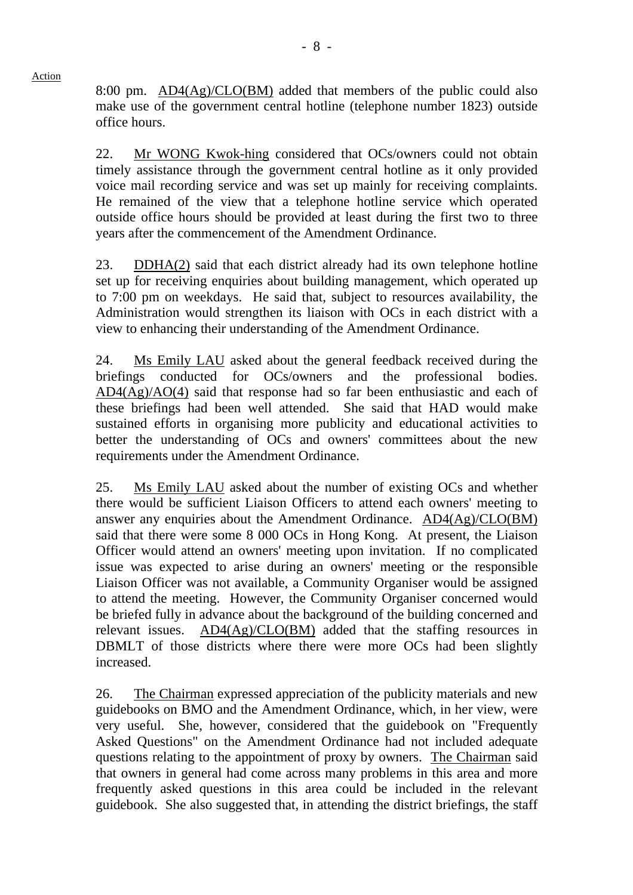Action

8:00 pm. AD4(Ag)/CLO(BM) added that members of the public could also make use of the government central hotline (telephone number 1823) outside office hours.

22. Mr WONG Kwok-hing considered that OCs/owners could not obtain timely assistance through the government central hotline as it only provided voice mail recording service and was set up mainly for receiving complaints. He remained of the view that a telephone hotline service which operated outside office hours should be provided at least during the first two to three years after the commencement of the Amendment Ordinance.

23. DDHA(2) said that each district already had its own telephone hotline set up for receiving enquiries about building management, which operated up to 7:00 pm on weekdays. He said that, subject to resources availability, the Administration would strengthen its liaison with OCs in each district with a view to enhancing their understanding of the Amendment Ordinance.

24. Ms Emily LAU asked about the general feedback received during the briefings conducted for OCs/owners and the professional bodies. AD4(Ag)/AO(4) said that response had so far been enthusiastic and each of these briefings had been well attended. She said that HAD would make sustained efforts in organising more publicity and educational activities to better the understanding of OCs and owners' committees about the new requirements under the Amendment Ordinance.

25. Ms Emily LAU asked about the number of existing OCs and whether there would be sufficient Liaison Officers to attend each owners' meeting to answer any enquiries about the Amendment Ordinance. AD4(Ag)/CLO(BM) said that there were some 8 000 OCs in Hong Kong. At present, the Liaison Officer would attend an owners' meeting upon invitation. If no complicated issue was expected to arise during an owners' meeting or the responsible Liaison Officer was not available, a Community Organiser would be assigned to attend the meeting. However, the Community Organiser concerned would be briefed fully in advance about the background of the building concerned and relevant issues. AD4(Ag)/CLO(BM) added that the staffing resources in DBMLT of those districts where there were more OCs had been slightly increased.

26. The Chairman expressed appreciation of the publicity materials and new guidebooks on BMO and the Amendment Ordinance, which, in her view, were very useful. She, however, considered that the guidebook on "Frequently Asked Questions" on the Amendment Ordinance had not included adequate questions relating to the appointment of proxy by owners. The Chairman said that owners in general had come across many problems in this area and more frequently asked questions in this area could be included in the relevant guidebook. She also suggested that, in attending the district briefings, the staff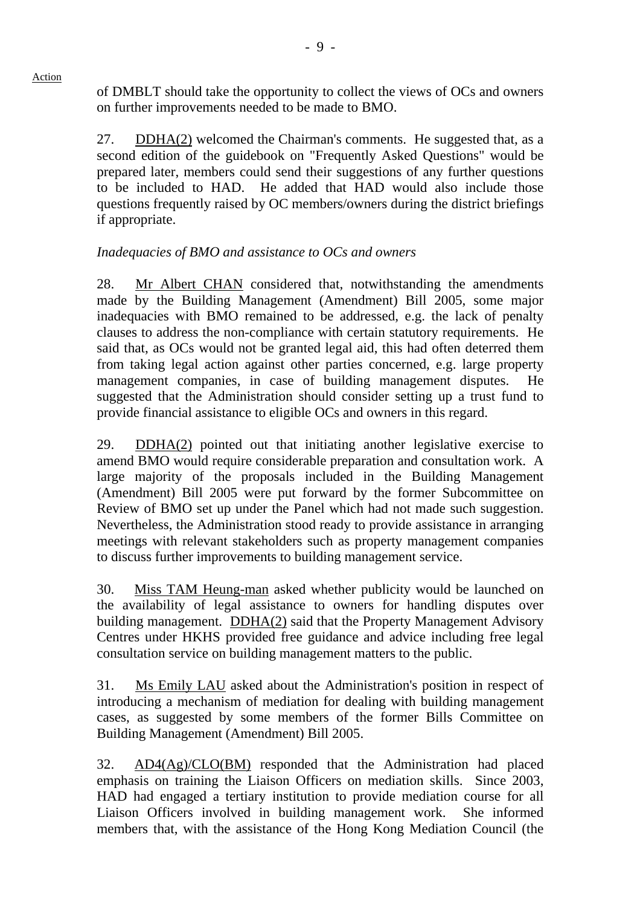Action

of DMBLT should take the opportunity to collect the views of OCs and owners on further improvements needed to be made to BMO.

27. DDHA(2) welcomed the Chairman's comments. He suggested that, as a second edition of the guidebook on "Frequently Asked Questions" would be prepared later, members could send their suggestions of any further questions to be included to HAD. He added that HAD would also include those questions frequently raised by OC members/owners during the district briefings if appropriate.

*Inadequacies of BMO and assistance to OCs and owners*

28. Mr Albert CHAN considered that, notwithstanding the amendments made by the Building Management (Amendment) Bill 2005, some major inadequacies with BMO remained to be addressed, e.g. the lack of penalty clauses to address the non-compliance with certain statutory requirements. He said that, as OCs would not be granted legal aid, this had often deterred them from taking legal action against other parties concerned, e.g. large property management companies, in case of building management disputes. He suggested that the Administration should consider setting up a trust fund to provide financial assistance to eligible OCs and owners in this regard.

29. DDHA(2) pointed out that initiating another legislative exercise to amend BMO would require considerable preparation and consultation work. A large majority of the proposals included in the Building Management (Amendment) Bill 2005 were put forward by the former Subcommittee on Review of BMO set up under the Panel which had not made such suggestion. Nevertheless, the Administration stood ready to provide assistance in arranging meetings with relevant stakeholders such as property management companies to discuss further improvements to building management service.

30. Miss TAM Heung-man asked whether publicity would be launched on the availability of legal assistance to owners for handling disputes over building management. DDHA(2) said that the Property Management Advisory Centres under HKHS provided free guidance and advice including free legal consultation service on building management matters to the public.

31. Ms Emily LAU asked about the Administration's position in respect of introducing a mechanism of mediation for dealing with building management cases, as suggested by some members of the former Bills Committee on Building Management (Amendment) Bill 2005.

32. AD4(Ag)/CLO(BM) responded that the Administration had placed emphasis on training the Liaison Officers on mediation skills. Since 2003, HAD had engaged a tertiary institution to provide mediation course for all Liaison Officers involved in building management work. She informed members that, with the assistance of the Hong Kong Mediation Council (the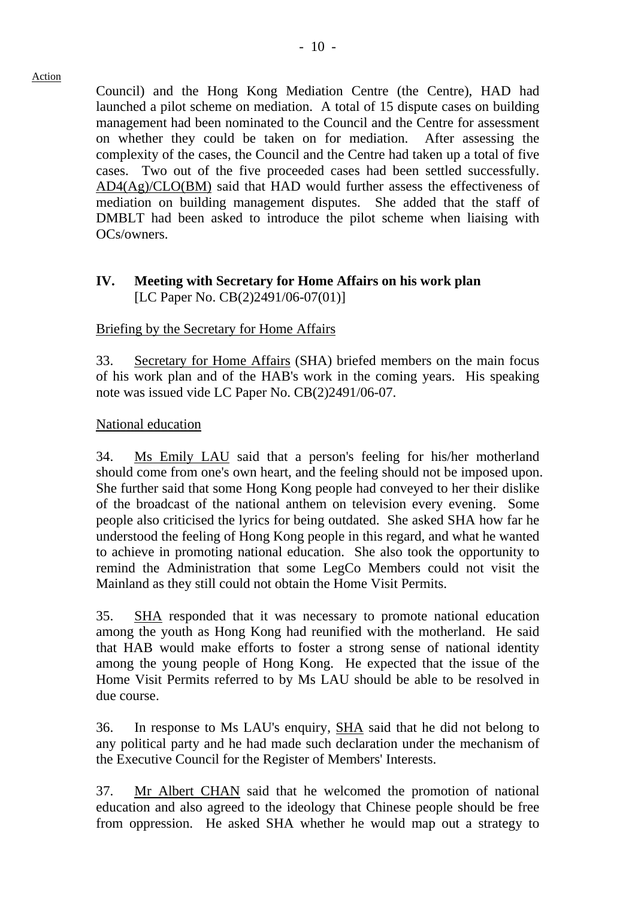Action

Council) and the Hong Kong Mediation Centre (the Centre), HAD had launched a pilot scheme on mediation. A total of 15 dispute cases on building management had been nominated to the Council and the Centre for assessment on whether they could be taken on for mediation. After assessing the complexity of the cases, the Council and the Centre had taken up a total of five cases. Two out of the five proceeded cases had been settled successfully. AD4(Ag)/CLO(BM) said that HAD would further assess the effectiveness of mediation on building management disputes. She added that the staff of DMBLT had been asked to introduce the pilot scheme when liaising with OCs/owners.

## IV. Meeting with Secretary for Home Affairs on his work plan

[LC Paper No. CB(2)2491/06-07(01)]

Briefing by the Secretary for Home Affairs

33. Secretary for Home Affairs (SHA) briefed members on the main focus of his work plan and of the HAB's work in the coming years. His speaking note was issued vide LC Paper No. CB(2)2491/06-07.

National education

34. Ms Emily LAU said that a person's feeling for his/her motherland should come from one's own heart, and the feeling should not be imposed upon. She further said that some Hong Kong people had conveyed to her their dislike of the broadcast of the national anthem on television every evening. Some people also criticised the lyrics for being outdated. She asked SHA how far he understood the feeling of Hong Kong people in this regard, and what he wanted to achieve in promoting national education. She also took the opportunity to remind the Administration that some LegCo Members could not visit the Mainland as they still could not obtain the Home Visit Permits.

35. SHA responded that it was necessary to promote national education among the youth as Hong Kong had reunified with the motherland. He said that HAB would make efforts to foster a strong sense of national identity among the young people of Hong Kong. He expected that the issue of the Home Visit Permits referred to by Ms LAU should be able to be resolved in due course.

36. In response to Ms LAU's enquiry, SHA said that he did not belong to any political party and he had made such declaration under the mechanism of the Executive Council for the Register of Members' Interests.

37. Mr Albert CHAN said that he welcomed the promotion of national education and also agreed to the ideology that Chinese people should be free from oppression. He asked SHA whether he would map out a strategy to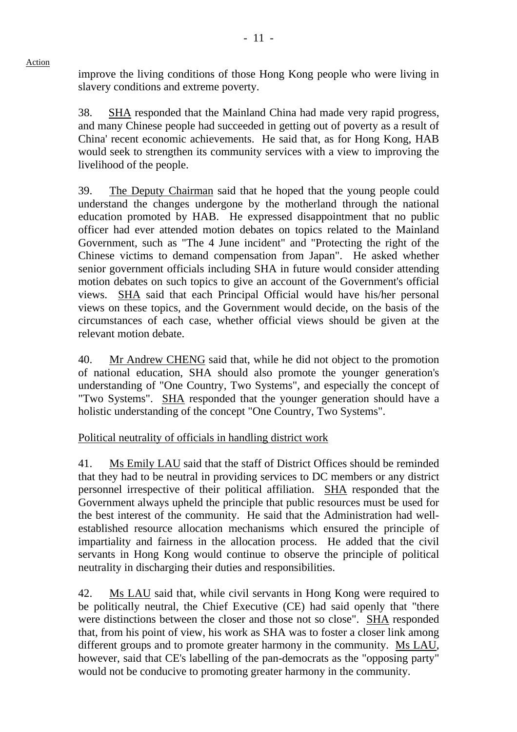Action

improve the living conditions of those Hong Kong people who were living in slavery conditions and extreme poverty.

38. SHA responded that the Mainland China had made very rapid progress, and many Chinese people had succeeded in getting out of poverty as a result of China' recent economic achievements. He said that, as for Hong Kong, HAB would seek to strengthen its community services with a view to improving the livelihood of the people.

39. The Deputy Chairman said that he hoped that the young people could understand the changes undergone by the motherland through the national education promoted by HAB. He expressed disappointment that no public officer had ever attended motion debates on topics related to the Mainland Government, such as "The 4 June incident" and "Protecting the right of the Chinese victims to demand compensation from Japan". He asked whether senior government officials including SHA in future would consider attending motion debates on such topics to give an account of the Government's official views. SHA said that each Principal Official would have his/her personal views on these topics, and the Government would decide, on the basis of the circumstances of each case, whether official views should be given at the relevant motion debate.

40. Mr Andrew CHENG said that, while he did not object to the promotion of national education, SHA should also promote the younger generation's understanding of "One Country, Two Systems", and especially the concept of "Two Systems". SHA responded that the younger generation should have a holistic understanding of the concept "One Country, Two Systems".

Political neutrality of officials in handling district work

41. Ms Emily LAU said that the staff of District Offices should be reminded that they had to be neutral in providing services to DC members or any district personnel irrespective of their political affiliation. SHA responded that the Government always upheld the principle that public resources must be used for the best interest of the community. He said that the Administration had well-established resource allocation mechanisms which ensured the principle of impartiality and fairness in the allocation process. He added that the civil servants in Hong Kong would continue to observe the principle of political neutrality in discharging their duties and responsibilities.

42. Ms LAU said that, while civil servants in Hong Kong were required to be politically neutral, the Chief Executive (CE) had said openly that "there were distinctions between the closer and those not so close". SHA responded that, from his point of view, his work as SHA was to foster a closer link among different groups and to promote greater harmony in the community. Ms LAU, however, said that CE's labelling of the pan-democrats as the "opposing party" would not be conducive to promoting greater harmony in the community.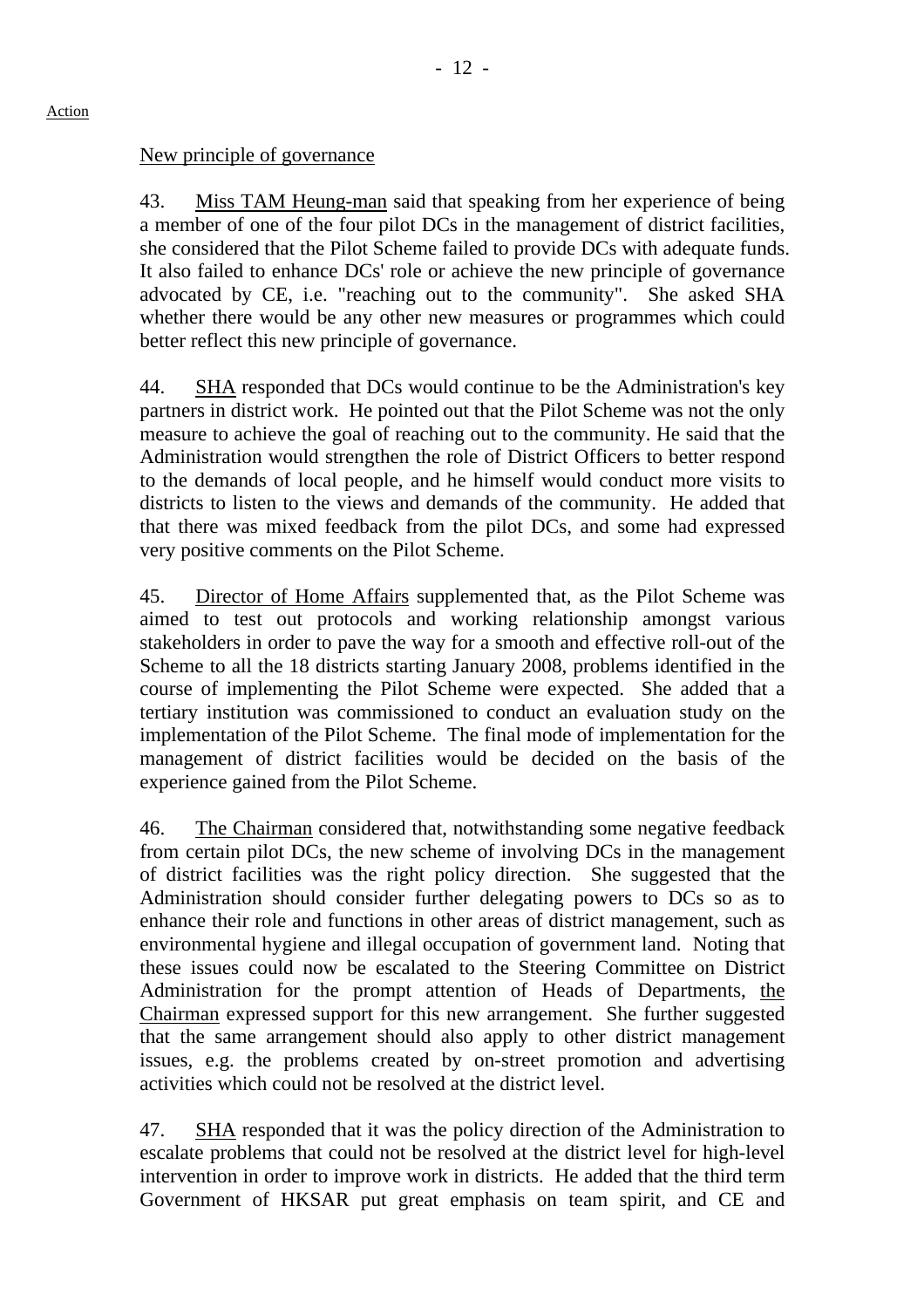Action

New principle of governance

43. Miss TAM Heung-man said that speaking from her experience of being a member of one of the four pilot DCs in the management of district facilities, she considered that the Pilot Scheme failed to provide DCs with adequate funds. It also failed to enhance DCs' role or achieve the new principle of governance advocated by CE, i.e. "reaching out to the community". She asked SHA whether there would be any other new measures or programmes which could better reflect this new principle of governance.

44. SHA responded that DCs would continue to be the Administration's key partners in district work. He pointed out that the Pilot Scheme was not the only measure to achieve the goal of reaching out to the community. He said that the Administration would strengthen the role of District Officers to better respond to the demands of local people, and he himself would conduct more visits to districts to listen to the views and demands of the community. He added that that there was mixed feedback from the pilot DCs, and some had expressed very positive comments on the Pilot Scheme.

45. Director of Home Affairs supplemented that, as the Pilot Scheme was aimed to test out protocols and working relationship amongst various stakeholders in order to pave the way for a smooth and effective roll-out of the Scheme to all the 18 districts starting January 2008, problems identified in the course of implementing the Pilot Scheme were expected. She added that a tertiary institution was commissioned to conduct an evaluation study on the implementation of the Pilot Scheme. The final mode of implementation for the management of district facilities would be decided on the basis of the experience gained from the Pilot Scheme.

46. The Chairman considered that, notwithstanding some negative feedback from certain pilot DCs, the new scheme of involving DCs in the management of district facilities was the right policy direction. She suggested that the Administration should consider further delegating powers to DCs so as to enhance their role and functions in other areas of district management, such as environmental hygiene and illegal occupation of government land. Noting that these issues could now be escalated to the Steering Committee on District Administration for the prompt attention of Heads of Departments, the Chairman expressed support for this new arrangement. She further suggested that the same arrangement should also apply to other district management issues, e.g. the problems created by on-street promotion and advertising activities which could not be resolved at the district level.

47. SHA responded that it was the policy direction of the Administration to escalate problems that could not be resolved at the district level for high-level intervention in order to improve work in districts. He added that the third term Government of HKSAR put great emphasis on team spirit, and CE and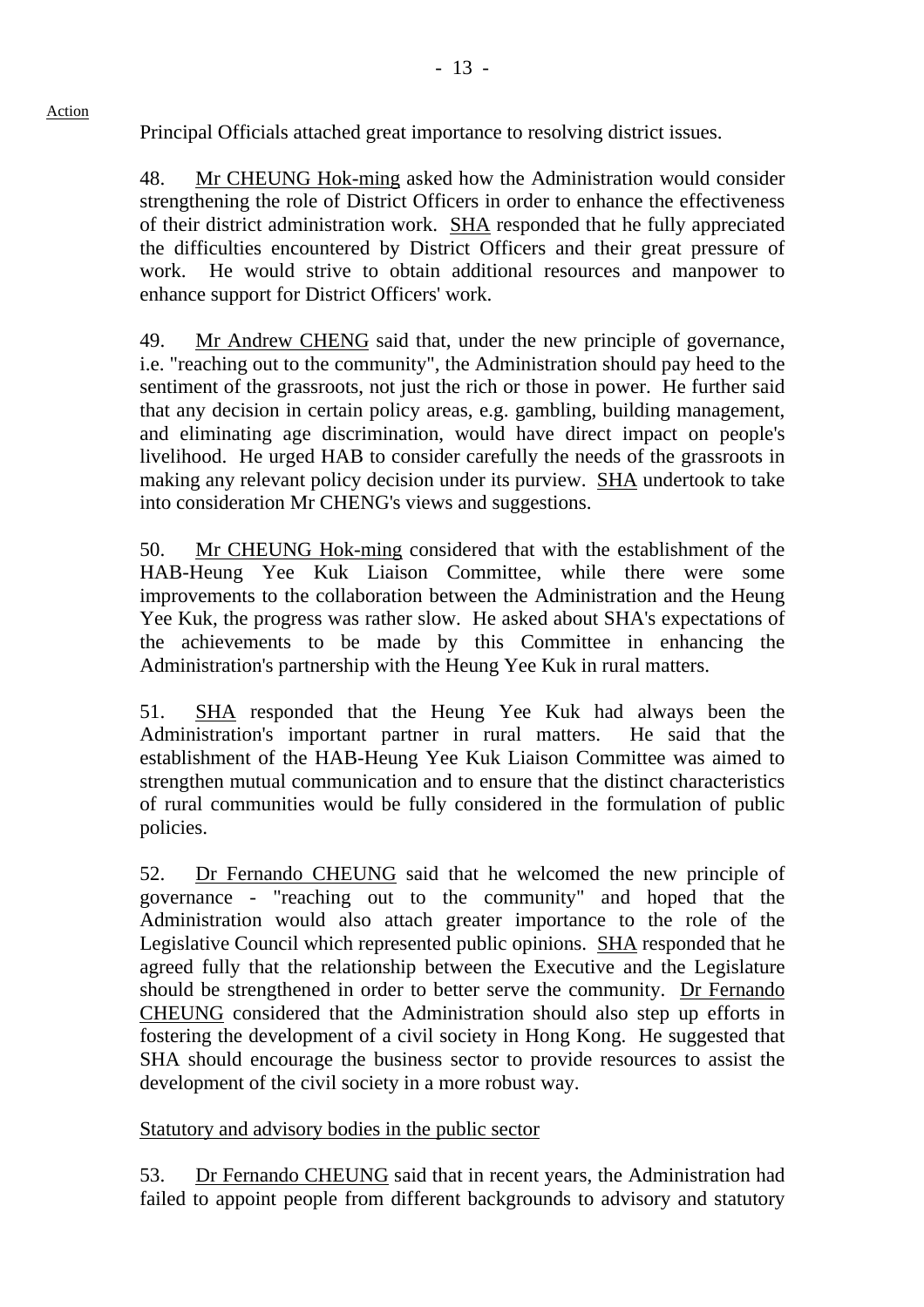Action

Principal Officials attached great importance to resolving district issues.

48. Mr CHEUNG Hok-ming asked how the Administration would consider strengthening the role of District Officers in order to enhance the effectiveness of their district administration work. SHA responded that he fully appreciated the difficulties encountered by District Officers and their great pressure of work. He would strive to obtain additional resources and manpower to enhance support for District Officers' work.

49. Mr Andrew CHENG said that, under the new principle of governance, i.e. "reaching out to the community", the Administration should pay heed to the sentiment of the grassroots, not just the rich or those in power. He further said that any decision in certain policy areas, e.g. gambling, building management, and eliminating age discrimination, would have direct impact on people's livelihood. He urged HAB to consider carefully the needs of the grassroots in making any relevant policy decision under its purview. SHA undertook to take into consideration Mr CHENG's views and suggestions.

50. Mr CHEUNG Hok-ming considered that with the establishment of the HAB-Heung Yee Kuk Liaison Committee, while there were some improvements to the collaboration between the Administration and the Heung Yee Kuk, the progress was rather slow. He asked about SHA's expectations of the achievements to be made by this Committee in enhancing the Administration's partnership with the Heung Yee Kuk in rural matters.

51. SHA responded that the Heung Yee Kuk had always been the Administration's important partner in rural matters. He said that the establishment of the HAB-Heung Yee Kuk Liaison Committee was aimed to strengthen mutual communication and to ensure that the distinct characteristics of rural communities would be fully considered in the formulation of public policies.

52. Dr Fernando CHEUNG said that he welcomed the new principle of governance - "reaching out to the community" and hoped that the Administration would also attach greater importance to the role of the Legislative Council which represented public opinions. SHA responded that he agreed fully that the relationship between the Executive and the Legislature should be strengthened in order to better serve the community. Dr Fernando CHEUNG considered that the Administration should also step up efforts in fostering the development of a civil society in Hong Kong. He suggested that SHA should encourage the business sector to provide resources to assist the development of the civil society in a more robust way.

Statutory and advisory bodies in the public sector

53. Dr Fernando CHEUNG said that in recent years, the Administration had failed to appoint people from different backgrounds to advisory and statutory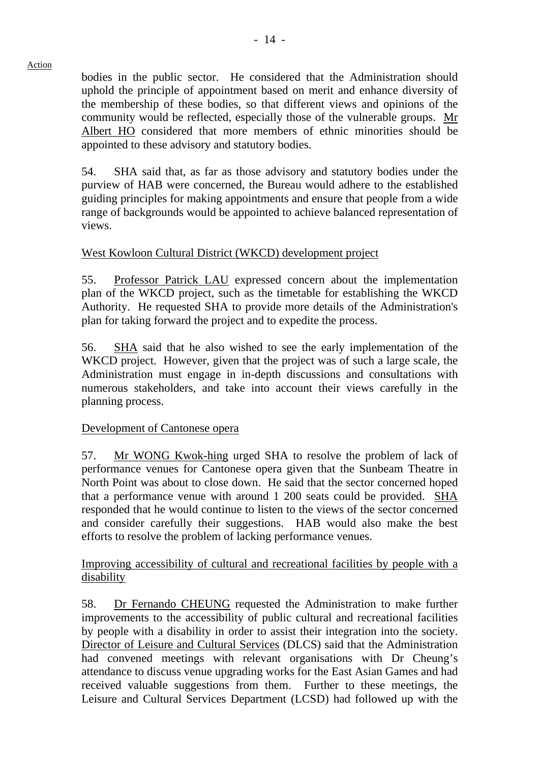bodies in the public sector. He considered that the Administration should uphold the principle of appointment based on merit and enhance diversity of the membership of these bodies, so that different views and opinions of the community would be reflected, especially those of the vulnerable groups. Mr Albert HO considered that more members of ethnic minorities should be appointed to these advisory and statutory bodies.

54. SHA said that, as far as those advisory and statutory bodies under the purview of HAB were concerned, the Bureau would adhere to the established guiding principles for making appointments and ensure that people from a wide range of backgrounds would be appointed to achieve balanced representation of views.

West Kowloon Cultural District (WKCD) development project

55. Professor Patrick LAU expressed concern about the implementation plan of the WKCD project, such as the timetable for establishing the WKCD Authority. He requested SHA to provide more details of the Administration's plan for taking forward the project and to expedite the process.

56. SHA said that he also wished to see the early implementation of the WKCD project. However, given that the project was of such a large scale, the Administration must engage in in-depth discussions and consultations with numerous stakeholders, and take into account their views carefully in the planning process.

Development of Cantonese opera

57. Mr WONG Kwok-hing urged SHA to resolve the problem of lack of performance venues for Cantonese opera given that the Sunbeam Theatre in North Point was about to close down. He said that the sector concerned hoped that a performance venue with around 1 200 seats could be provided. SHA responded that he would continue to listen to the views of the sector concerned and consider carefully their suggestions. HAB would also make the best efforts to resolve the problem of lacking performance venues.

Improving accessibility of cultural and recreational facilities by people with a disability

58. Dr Fernando CHEUNG requested the Administration to make further improvements to the accessibility of public cultural and recreational facilities by people with a disability in order to assist their integration into the society. Director of Leisure and Cultural Services (DLCS) said that the Administration had convened meetings with relevant organisations with Dr Cheung's attendance to discuss venue upgrading works for the East Asian Games and had received valuable suggestions from them. Further to these meetings, the Leisure and Cultural Services Department (LCSD) had followed up with the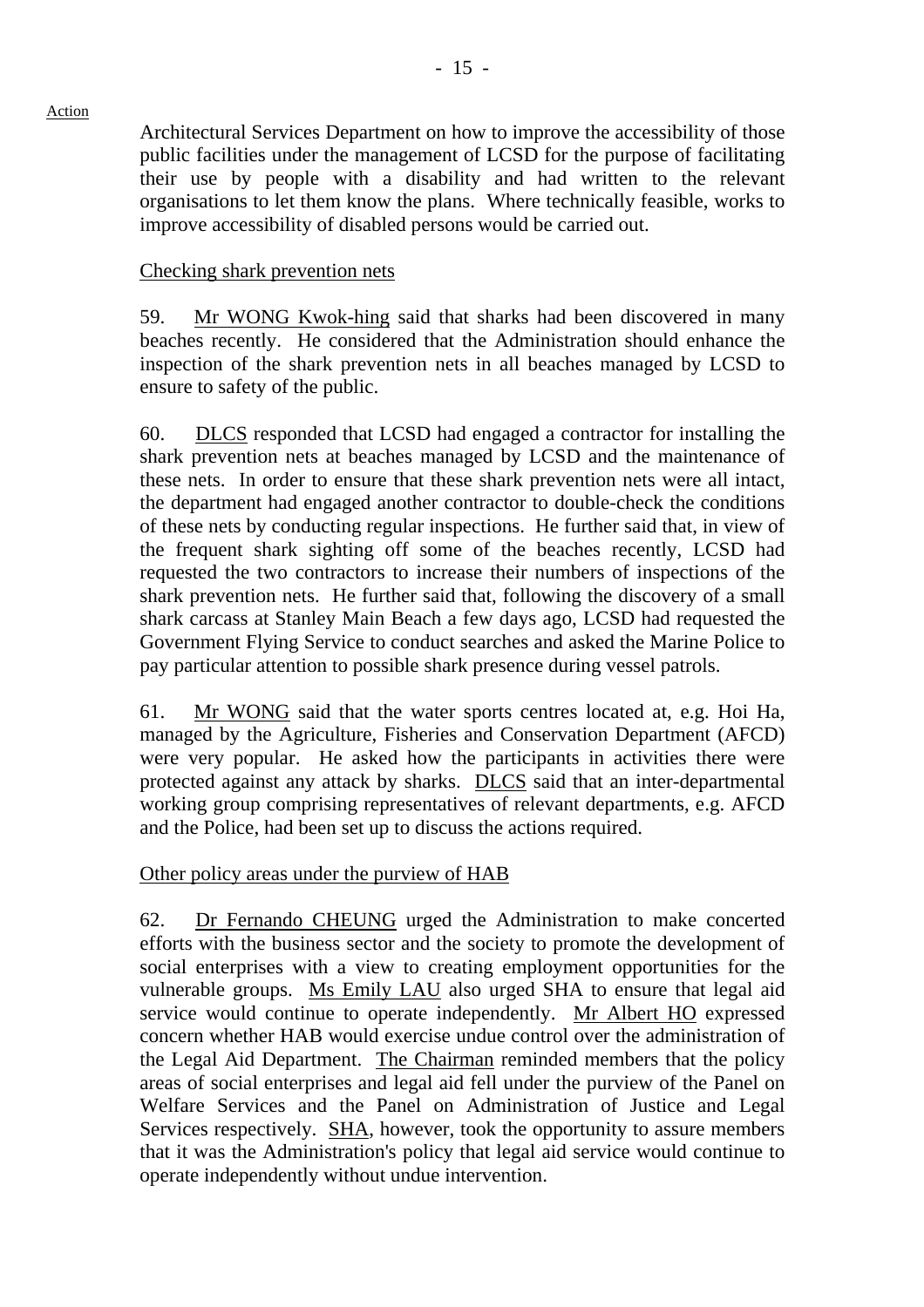Action

Architectural Services Department on how to improve the accessibility of those public facilities under the management of LCSD for the purpose of facilitating their use by people with a disability and had written to the relevant organisations to let them know the plans. Where technically feasible, works to improve accessibility of disabled persons would be carried out.

Checking shark prevention nets

59. Mr WONG Kwok-hing said that sharks had been discovered in many beaches recently. He considered that the Administration should enhance the inspection of the shark prevention nets in all beaches managed by LCSD to ensure to safety of the public.

60. DLCS responded that LCSD had engaged a contractor for installing the shark prevention nets at beaches managed by LCSD and the maintenance of these nets. In order to ensure that these shark prevention nets were all intact, the department had engaged another contractor to double-check the conditions of these nets by conducting regular inspections. He further said that, in view of the frequent shark sighting off some of the beaches recently, LCSD had requested the two contractors to increase their numbers of inspections of the shark prevention nets. He further said that, following the discovery of a small shark carcass at Stanley Main Beach a few days ago, LCSD had requested the Government Flying Service to conduct searches and asked the Marine Police to pay particular attention to possible shark presence during vessel patrols.

61. Mr WONG said that the water sports centres located at, e.g. Hoi Ha, managed by the Agriculture, Fisheries and Conservation Department (AFCD) were very popular. He asked how the participants in activities there were protected against any attack by sharks. DLCS said that an inter-departmental working group comprising representatives of relevant departments, e.g. AFCD and the Police, had been set up to discuss the actions required.

Other policy areas under the purview of HAB

62. Dr Fernando CHEUNG urged the Administration to make concerted efforts with the business sector and the society to promote the development of social enterprises with a view to creating employment opportunities for the vulnerable groups. Ms Emily LAU also urged SHA to ensure that legal aid service would continue to operate independently. Mr Albert HO expressed concern whether HAB would exercise undue control over the administration of the Legal Aid Department. The Chairman reminded members that the policy areas of social enterprises and legal aid fell under the purview of the Panel on Welfare Services and the Panel on Administration of Justice and Legal Services respectively. SHA, however, took the opportunity to assure members that it was the Administration's policy that legal aid service would continue to operate independently without undue intervention.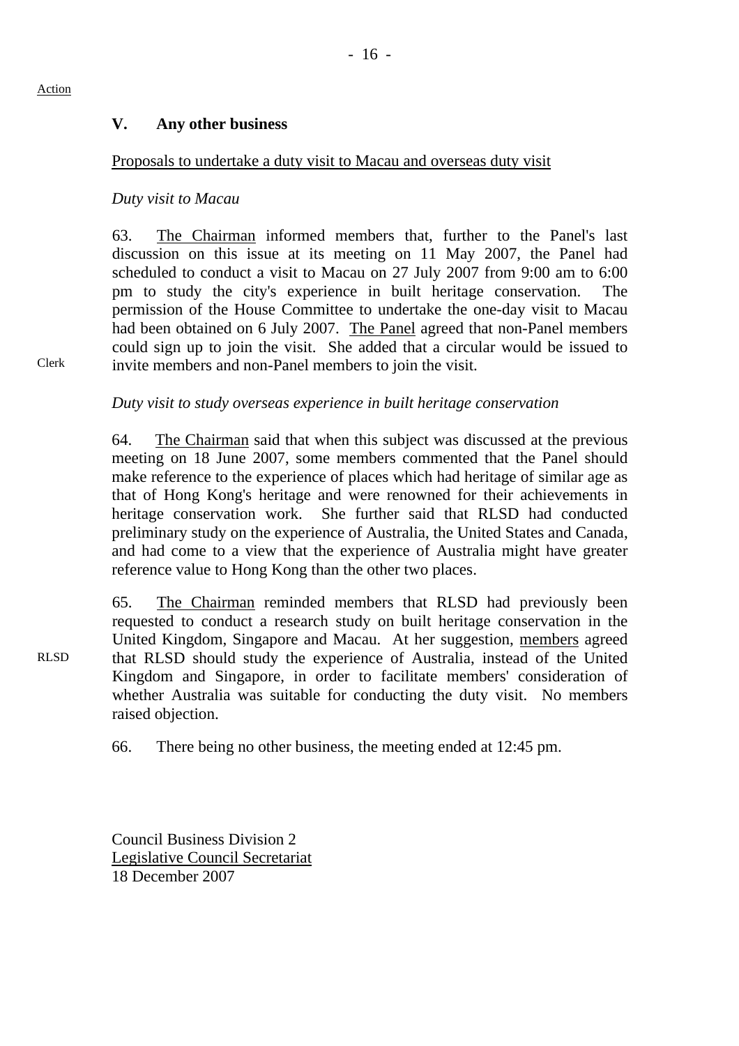Action

### V. Any other business

Proposals to undertake a duty visit to Macau and overseas duty visit

*Duty visit to Macau*

63. The Chairman informed members that, further to the Panel's last discussion on this issue at its meeting on 11 May 2007, the Panel had scheduled to conduct a visit to Macau on 27 July 2007 from 9:00 am to 6:00 pm to study the city's experience in built heritage conservation. The permission of the House Committee to undertake the one-day visit to Macau had been obtained on 6 July 2007. The Panel agreed that non-Panel members could sign up to join the visit. She added that a circular would be issued to invite members and non-Panel members to join the visit.

Clerk

*Duty visit to study overseas experience in built heritage conservation*

64. The Chairman said that when this subject was discussed at the previous meeting on 18 June 2007, some members commented that the Panel should make reference to the experience of places which had heritage of similar age as that of Hong Kong's heritage and were renowned for their achievements in heritage conservation work. She further said that RLSD had conducted preliminary study on the experience of Australia, the United States and Canada, and had come to a view that the experience of Australia might have greater reference value to Hong Kong than the other two places.

65. The Chairman reminded members that RLSD had previously been requested to conduct a research study on built heritage conservation in the United Kingdom, Singapore and Macau. At her suggestion, members agreed that RLSD should study the experience of Australia, instead of the United Kingdom and Singapore, in order to facilitate members' consideration of whether Australia was suitable for conducting the duty visit. No members raised objection.

RLSD

66. There being no other business, the meeting ended at 12:45 pm.

Council Business Division 2
Legislative Council Secretariat
18 December 2007